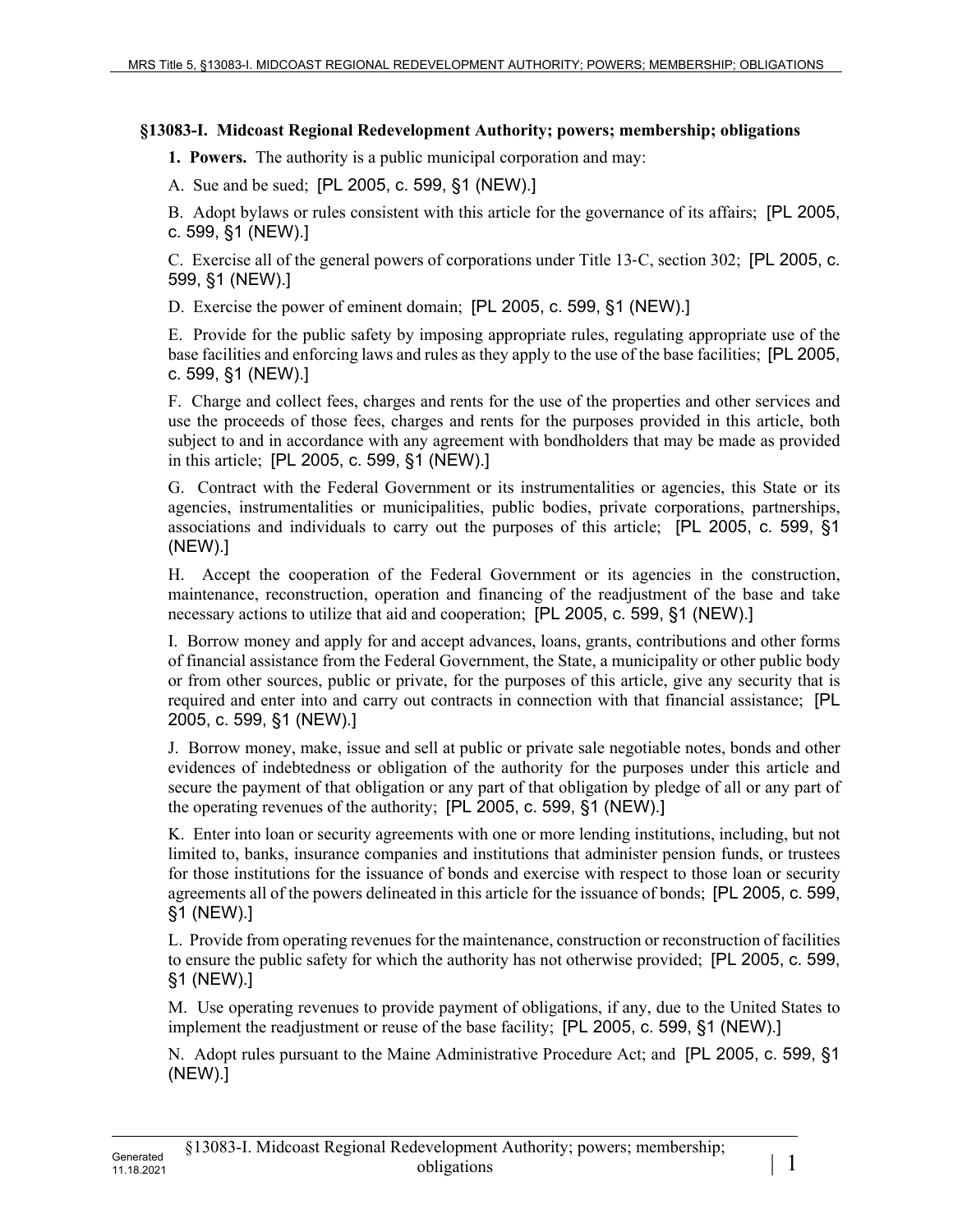### §13083-I. Midcoast Regional Redevelopment Authority; powers; membership; obligations

**1. Powers.** The authority is a public municipal corporation and may:

A. Sue and be sued; [PL 2005, c. 599, §1 (NEW).]

B. Adopt bylaws or rules consistent with this article for the governance of its affairs; [PL 2005, c. 599, §1 (NEW).]

C. Exercise all of the general powers of corporations under Title 13-C, section 302; [PL 2005, c. 599, §1 (NEW).]

D. Exercise the power of eminent domain; [PL 2005, c. 599, §1 (NEW).]

E. Provide for the public safety by imposing appropriate rules, regulating appropriate use of the base facilities and enforcing laws and rules as they apply to the use of the base facilities; [PL 2005, c. 599, §1 (NEW).]

F. Charge and collect fees, charges and rents for the use of the properties and other services and use the proceeds of those fees, charges and rents for the purposes provided in this article, both subject to and in accordance with any agreement with bondholders that may be made as provided in this article; [PL 2005, c. 599, §1 (NEW).]

G. Contract with the Federal Government or its instrumentalities or agencies, this State or its agencies, instrumentalities or municipalities, public bodies, private corporations, partnerships, associations and individuals to carry out the purposes of this article; [PL 2005, c. 599, §1 (NEW).]

H. Accept the cooperation of the Federal Government or its agencies in the construction, maintenance, reconstruction, operation and financing of the readjustment of the base and take necessary actions to utilize that aid and cooperation; [PL 2005, c. 599, §1 (NEW).]

I. Borrow money and apply for and accept advances, loans, grants, contributions and other forms of financial assistance from the Federal Government, the State, a municipality or other public body or from other sources, public or private, for the purposes of this article, give any security that is required and enter into and carry out contracts in connection with that financial assistance; [PL 2005, c. 599, §1 (NEW).]

J. Borrow money, make, issue and sell at public or private sale negotiable notes, bonds and other evidences of indebtedness or obligation of the authority for the purposes under this article and secure the payment of that obligation or any part of that obligation by pledge of all or any part of the operating revenues of the authority; [PL 2005, c. 599, §1 (NEW).]

K. Enter into loan or security agreements with one or more lending institutions, including, but not limited to, banks, insurance companies and institutions that administer pension funds, or trustees for those institutions for the issuance of bonds and exercise with respect to those loan or security agreements all of the powers delineated in this article for the issuance of bonds; [PL 2005, c. 599, §1 (NEW).]

L. Provide from operating revenues for the maintenance, construction or reconstruction of facilities to ensure the public safety for which the authority has not otherwise provided; [PL 2005, c. 599, §1 (NEW).]

M. Use operating revenues to provide payment of obligations, if any, due to the United States to implement the readjustment or reuse of the base facility; [PL 2005, c. 599, §1 (NEW).]

N. Adopt rules pursuant to the Maine Administrative Procedure Act; and [PL 2005, c. 599, §1 (NEW).]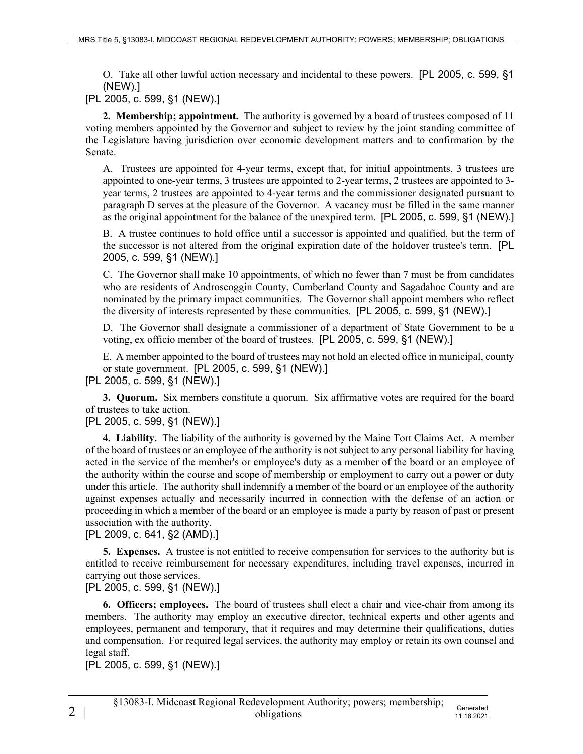O. Take all other lawful action necessary and incidental to these powers. [PL 2005, c. 599, §1 (NEW).]

[PL 2005, c. 599, §1 (NEW).]

**2. Membership; appointment.** The authority is governed by a board of trustees composed of 11 voting members appointed by the Governor and subject to review by the joint standing committee of the Legislature having jurisdiction over economic development matters and to confirmation by the Senate.

A. Trustees are appointed for 4-year terms, except that, for initial appointments, 3 trustees are appointed to one-year terms, 3 trustees are appointed to 2-year terms, 2 trustees are appointed to 3-year terms, 2 trustees are appointed to 4-year terms and the commissioner designated pursuant to paragraph D serves at the pleasure of the Governor. A vacancy must be filled in the same manner as the original appointment for the balance of the unexpired term. [PL 2005, c. 599, §1 (NEW).]

B. A trustee continues to hold office until a successor is appointed and qualified, but the term of the successor is not altered from the original expiration date of the holdover trustee's term. [PL 2005, c. 599, §1 (NEW).]

C. The Governor shall make 10 appointments, of which no fewer than 7 must be from candidates who are residents of Androscoggin County, Cumberland County and Sagadahoc County and are nominated by the primary impact communities. The Governor shall appoint members who reflect the diversity of interests represented by these communities. [PL 2005, c. 599, §1 (NEW).]

D. The Governor shall designate a commissioner of a department of State Government to be a voting, ex officio member of the board of trustees. [PL 2005, c. 599, §1 (NEW).]

E. A member appointed to the board of trustees may not hold an elected office in municipal, county or state government. [PL 2005, c. 599, §1 (NEW).]

[PL 2005, c. 599, §1 (NEW).]

**3. Quorum.** Six members constitute a quorum. Six affirmative votes are required for the board of trustees to take action.

[PL 2005, c. 599, §1 (NEW).]

**4. Liability.** The liability of the authority is governed by the Maine Tort Claims Act. A member of the board of trustees or an employee of the authority is not subject to any personal liability for having acted in the service of the member's or employee's duty as a member of the board or an employee of the authority within the course and scope of membership or employment to carry out a power or duty under this article. The authority shall indemnify a member of the board or an employee of the authority against expenses actually and necessarily incurred in connection with the defense of an action or proceeding in which a member of the board or an employee is made a party by reason of past or present association with the authority.

[PL 2009, c. 641, §2 (AMD).]

**5. Expenses.** A trustee is not entitled to receive compensation for services to the authority but is entitled to receive reimbursement for necessary expenditures, including travel expenses, incurred in carrying out those services.

[PL 2005, c. 599, §1 (NEW).]

**6. Officers; employees.** The board of trustees shall elect a chair and vice-chair from among its members. The authority may employ an executive director, technical experts and other agents and employees, permanent and temporary, that it requires and may determine their qualifications, duties and compensation. For required legal services, the authority may employ or retain its own counsel and legal staff.

[PL 2005, c. 599, §1 (NEW).]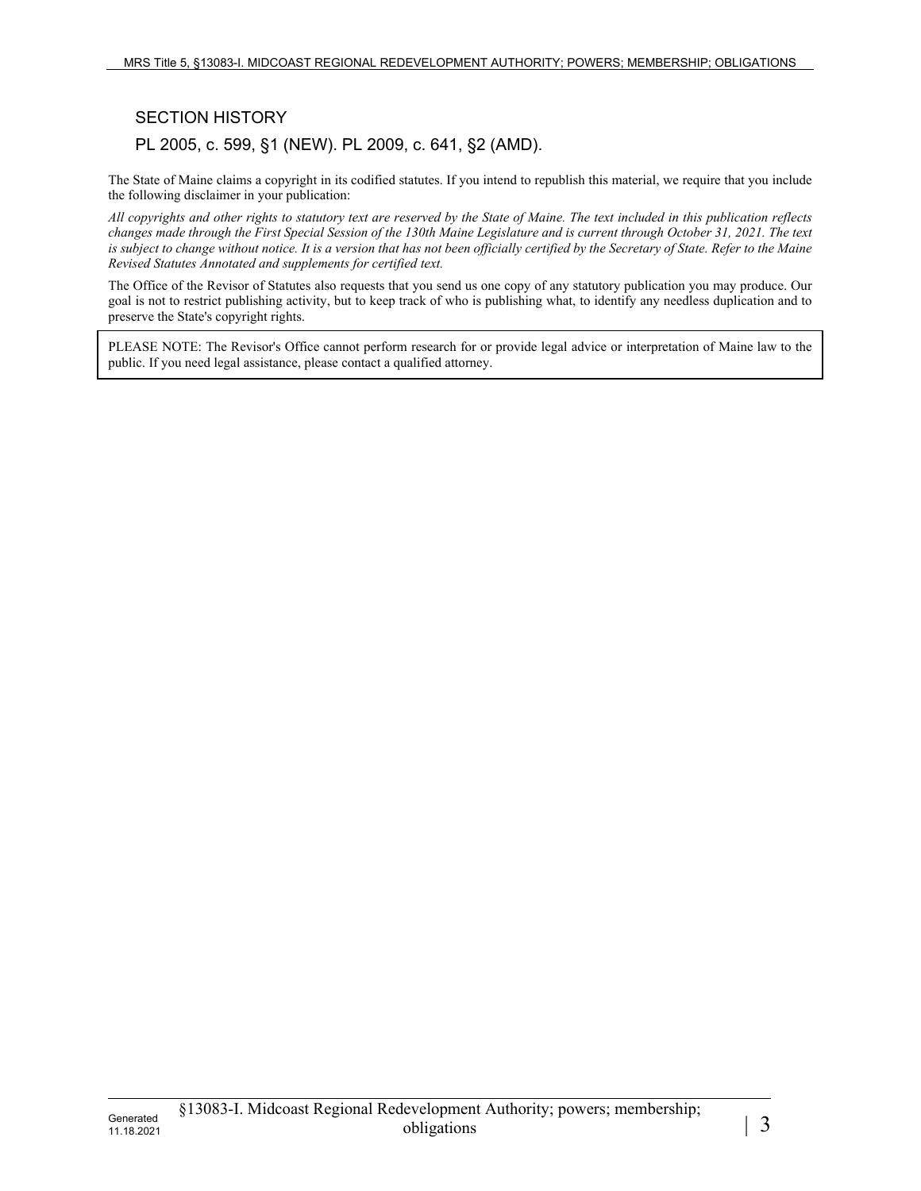## SECTION HISTORY

PL 2005, c. 599, §1 (NEW). PL 2009, c. 641, §2 (AMD).

The State of Maine claims a copyright in its codified statutes. If you intend to republish this material, we require that you include the following disclaimer in your publication:

*All copyrights and other rights to statutory text are reserved by the State of Maine. The text included in this publication reflects changes made through the First Special Session of the 130th Maine Legislature and is current through October 31, 2021. The text is subject to change without notice. It is a version that has not been officially certified by the Secretary of State. Refer to the Maine Revised Statutes Annotated and supplements for certified text.*

The Office of the Revisor of Statutes also requests that you send us one copy of any statutory publication you may produce. Our goal is not to restrict publishing activity, but to keep track of who is publishing what, to identify any needless duplication and to preserve the State's copyright rights.

PLEASE NOTE: The Revisor's Office cannot perform research for or provide legal advice or interpretation of Maine law to the public. If you need legal assistance, please contact a qualified attorney.